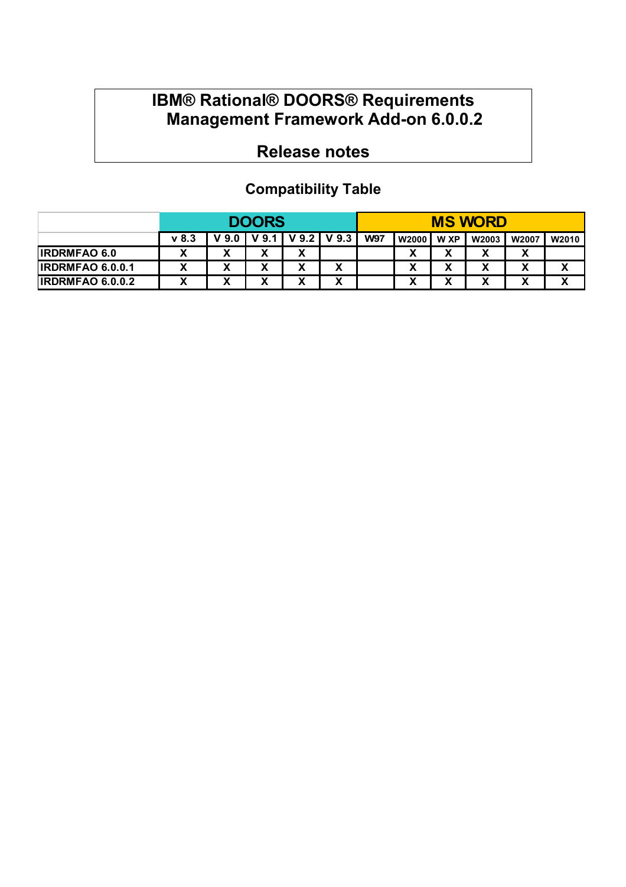# IBM® Rational® DOORS® Requirements Management Framework Add-on 6.0.0.2

## Release notes

### Compatibility Table

| | DOORS | | | | | MS WORD | | | | | |
|---|---|---|---|---|---|---|---|---|---|---|---|
| | v 8.3 | V 9.0 | V 9.1 | V 9.2 | V 9.3 | W97 | W2000 | W XP | W2003 | W2007 | W2010 |
| IRDRMFAO 6.0 | X | X | X | X | | | X | X | X | X | |
| IRDRMFAO 6.0.0.1 | X | X | X | X | X | | X | X | X | X | X |
| IRDRMFAO 6.0.0.2 | X | X | X | X | X | | X | X | X | X | X |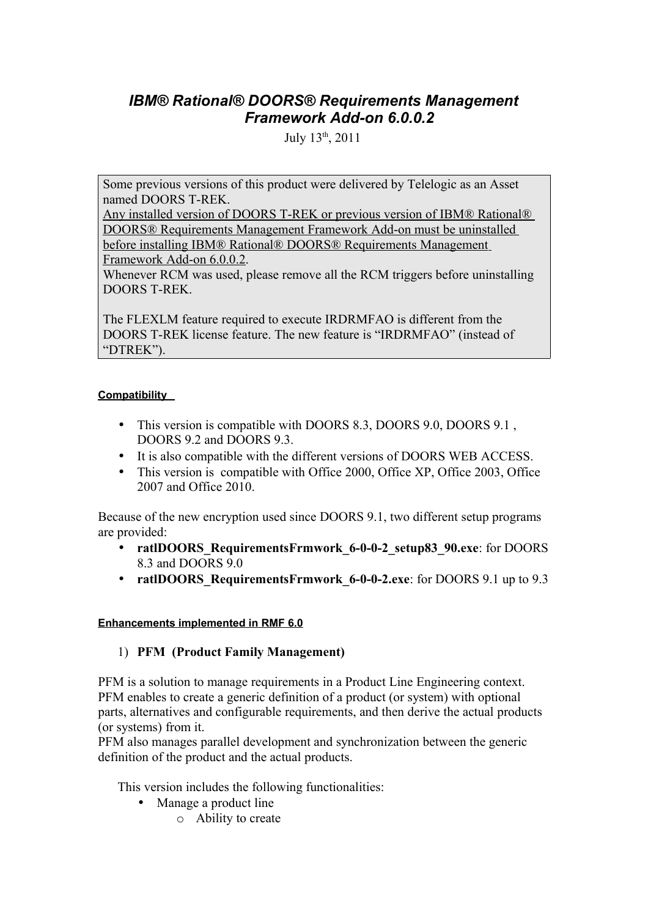# *IBM® Rational® DOORS® Requirements Management Framework Add-on 6.0.0.2*

July 13th, 2011

> Some previous versions of this product were delivered by Telelogic as an Asset named DOORS T-REK.
> Any installed version of DOORS T-REK or previous version of IBM® Rational® DOORS® Requirements Management Framework Add-on must be uninstalled before installing IBM® Rational® DOORS® Requirements Management Framework Add-on 6.0.0.2.
> Whenever RCM was used, please remove all the RCM triggers before uninstalling DOORS T-REK.
>
> The FLEXLM feature required to execute IRDRMFAO is different from the DOORS T-REK license feature. The new feature is "IRDRMFAO" (instead of "DTREK").

#### Compatibility

- This version is compatible with DOORS 8.3, DOORS 9.0, DOORS 9.1 , DOORS 9.2 and DOORS 9.3.
- It is also compatible with the different versions of DOORS WEB ACCESS.
- This version is compatible with Office 2000, Office XP, Office 2003, Office 2007 and Office 2010.

Because of the new encryption used since DOORS 9.1, two different setup programs are provided:

- **ratlDOORS_RequirementsFrmwork_6-0-0-2_setup83_90.exe**: for DOORS 8.3 and DOORS 9.0
- **ratlDOORS_RequirementsFrmwork_6-0-0-2.exe**: for DOORS 9.1 up to 9.3

#### Enhancements implemented in RMF 6.0

1) **PFM (Product Family Management)**

PFM is a solution to manage requirements in a Product Line Engineering context. PFM enables to create a generic definition of a product (or system) with optional parts, alternatives and configurable requirements, and then derive the actual products (or systems) from it.
PFM also manages parallel development and synchronization between the generic definition of the product and the actual products.

This version includes the following functionalities:

- Manage a product line
  - Ability to create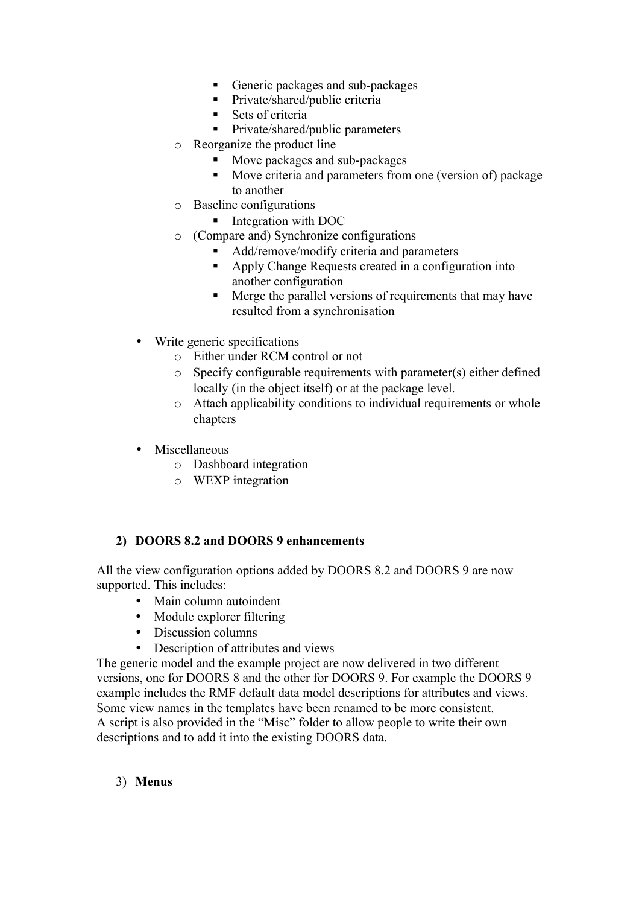- Generic packages and sub-packages
      - Private/shared/public criteria
      - Sets of criteria
      - Private/shared/public parameters
  - Reorganize the product line
      - Move packages and sub-packages
      - Move criteria and parameters from one (version of) package to another
  - Baseline configurations
      - Integration with DOC
  - (Compare and) Synchronize configurations
      - Add/remove/modify criteria and parameters
      - Apply Change Requests created in a configuration into another configuration
      - Merge the parallel versions of requirements that may have resulted from a synchronisation

- Write generic specifications
  - Either under RCM control or not
  - Specify configurable requirements with parameter(s) either defined locally (in the object itself) or at the package level.
  - Attach applicability conditions to individual requirements or whole chapters

- Miscellaneous
  - Dashboard integration
  - WEXP integration

## 2) DOORS 8.2 and DOORS 9 enhancements

All the view configuration options added by DOORS 8.2 and DOORS 9 are now supported. This includes:

- Main column autoindent
- Module explorer filtering
- Discussion columns
- Description of attributes and views

The generic model and the example project are now delivered in two different versions, one for DOORS 8 and the other for DOORS 9. For example the DOORS 9 example includes the RMF default data model descriptions for attributes and views.
Some view names in the templates have been renamed to be more consistent.
A script is also provided in the "Misc" folder to allow people to write their own descriptions and to add it into the existing DOORS data.

## 3) **Menus**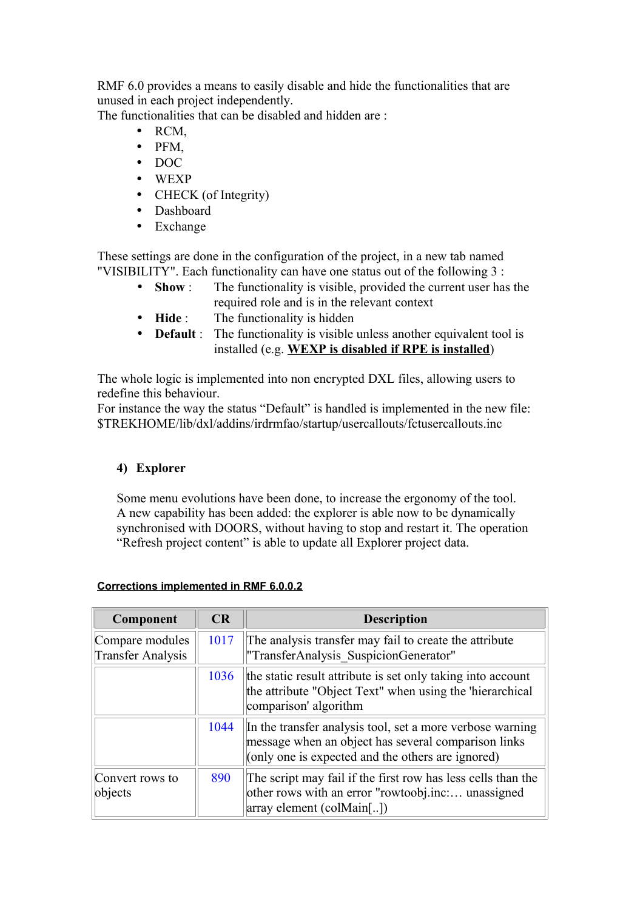RMF 6.0 provides a means to easily disable and hide the functionalities that are unused in each project independently.
The functionalities that can be disabled and hidden are :

- RCM,
- PFM,
- DOC
- WEXP
- CHECK (of Integrity)
- Dashboard
- Exchange

These settings are done in the configuration of the project, in a new tab named "VISIBILITY". Each functionality can have one status out of the following 3 :

- **Show** : The functionality is visible, provided the current user has the required role and is in the relevant context
- **Hide** : The functionality is hidden
- **Default** : The functionality is visible unless another equivalent tool is installed (e.g. **WEXP is disabled if RPE is installed**)

The whole logic is implemented into non encrypted DXL files, allowing users to redefine this behaviour.
For instance the way the status “Default” is handled is implemented in the new file: $TREKHOME/lib/dxl/addins/irdrmfao/startup/usercallouts/fctusercallouts.inc

### 4) Explorer

Some menu evolutions have been done, to increase the ergonomy of the tool.
A new capability has been added: the explorer is able now to be dynamically synchronised with DOORS, without having to stop and restart it. The operation “Refresh project content” is able to update all Explorer project data.

**Corrections implemented in RMF 6.0.0.2**

| Component | CR | Description |
|---|---|---|
| Compare modules Transfer Analysis | 1017 | The analysis transfer may fail to create the attribute "TransferAnalysis_SuspicionGenerator" |
| | 1036 | the static result attribute is set only taking into account the attribute "Object Text" when using the 'hierarchical comparison' algorithm |
| | 1044 | In the transfer analysis tool, set a more verbose warning message when an object has several comparison links (only one is expected and the others are ignored) |
| Convert rows to objects | 890 | The script may fail if the first row has less cells than the other rows with an error "rowtoobj.inc:… unassigned array element (colMain[..]) |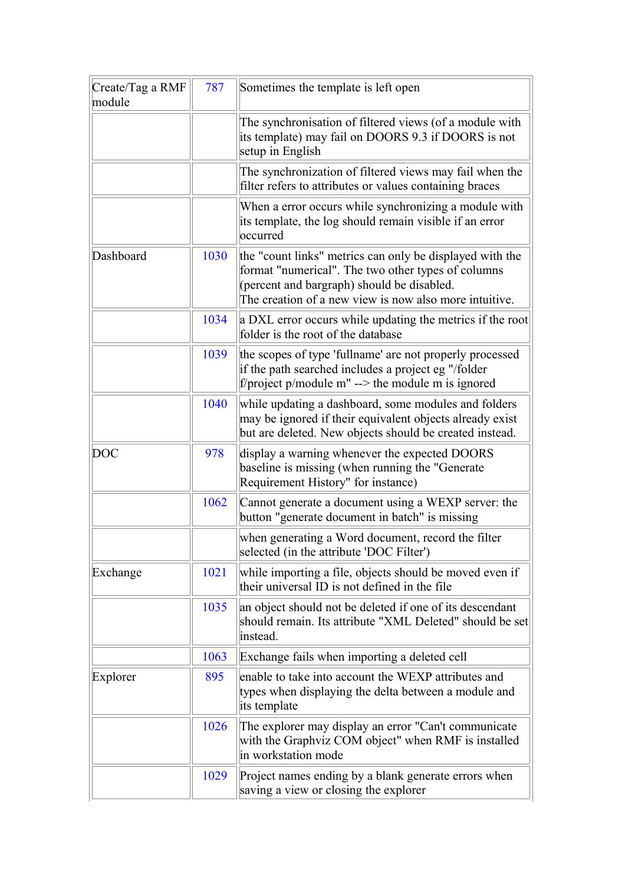| | | |
|---|---|---|
| Create/Tag a RMF module | 787 | Sometimes the template is left open |
| | | The synchronisation of filtered views (of a module with its template) may fail on DOORS 9.3 if DOORS is not setup in English |
| | | The synchronization of filtered views may fail when the filter refers to attributes or values containing braces |
| | | When a error occurs while synchronizing a module with its template, the log should remain visible if an error occurred |
| Dashboard | 1030 | the "count links" metrics can only be displayed with the format "numerical". The two other types of columns (percent and bargraph) should be disabled.<br>The creation of a new view is now also more intuitive. |
| | 1034 | a DXL error occurs while updating the metrics if the root folder is the root of the database |
| | 1039 | the scopes of type 'fullname' are not properly processed if the path searched includes a project eg "/folder f/project p/module m" --> the module m is ignored |
| | 1040 | while updating a dashboard, some modules and folders may be ignored if their equivalent objects already exist but are deleted. New objects should be created instead. |
| DOC | 978 | display a warning whenever the expected DOORS baseline is missing (when running the "Generate Requirement History" for instance) |
| | 1062 | Cannot generate a document using a WEXP server: the button "generate document in batch" is missing |
| | | when generating a Word document, record the filter selected (in the attribute 'DOC Filter') |
| Exchange | 1021 | while importing a file, objects should be moved even if their universal ID is not defined in the file |
| | 1035 | an object should not be deleted if one of its descendant should remain. Its attribute "XML Deleted" should be set instead. |
| | 1063 | Exchange fails when importing a deleted cell |
| Explorer | 895 | enable to take into account the WEXP attributes and types when displaying the delta between a module and its template |
| | 1026 | The explorer may display an error "Can't communicate with the Graphviz COM object" when RMF is installed in workstation mode |
| | 1029 | Project names ending by a blank generate errors when saving a view or closing the explorer |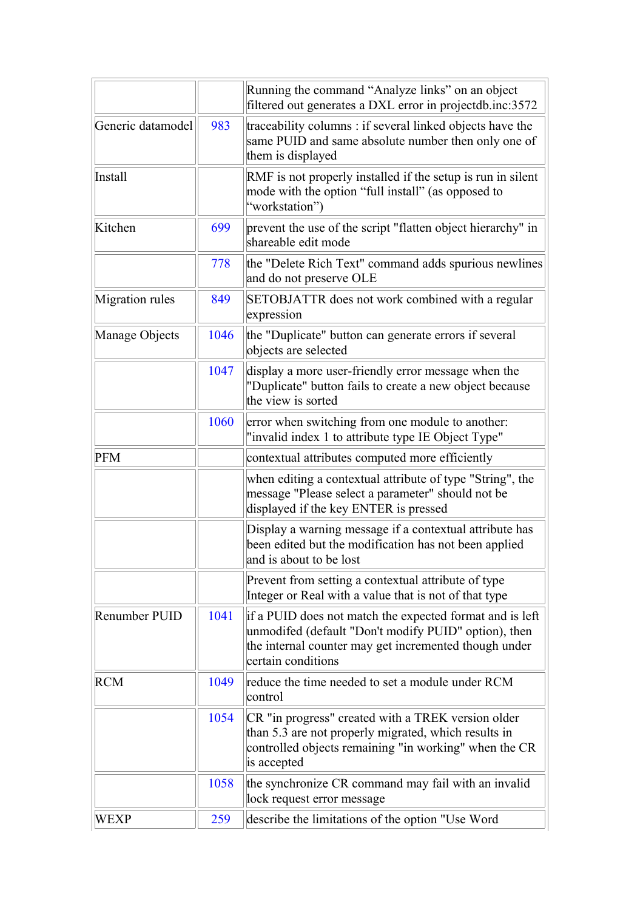| | | |
|---|---|---|
| | | Running the command “Analyze links” on an object filtered out generates a DXL error in projectdb.inc:3572 |
| Generic datamodel | 983 | traceability columns : if several linked objects have the same PUID and same absolute number then only one of them is displayed |
| Install | | RMF is not properly installed if the setup is run in silent mode with the option “full install” (as opposed to “workstation”) |
| Kitchen | 699 | prevent the use of the script "flatten object hierarchy" in shareable edit mode |
| | 778 | the "Delete Rich Text" command adds spurious newlines and do not preserve OLE |
| Migration rules | 849 | SETOBJATTR does not work combined with a regular expression |
| Manage Objects | 1046 | the "Duplicate" button can generate errors if several objects are selected |
| | 1047 | display a more user-friendly error message when the "Duplicate" button fails to create a new object because the view is sorted |
| | 1060 | error when switching from one module to another: "invalid index 1 to attribute type IE Object Type" |
| PFM | | contextual attributes computed more efficiently |
| | | when editing a contextual attribute of type "String", the message "Please select a parameter" should not be displayed if the key ENTER is pressed |
| | | Display a warning message if a contextual attribute has been edited but the modification has not been applied and is about to be lost |
| | | Prevent from setting a contextual attribute of type Integer or Real with a value that is not of that type |
| Renumber PUID | 1041 | if a PUID does not match the expected format and is left unmodifed (default "Don't modify PUID" option), then the internal counter may get incremented though under certain conditions |
| RCM | 1049 | reduce the time needed to set a module under RCM control |
| | 1054 | CR "in progress" created with a TREK version older than 5.3 are not properly migrated, which results in controlled objects remaining "in working" when the CR is accepted |
| | 1058 | the synchronize CR command may fail with an invalid lock request error message |
| WEXP | 259 | describe the limitations of the option "Use Word |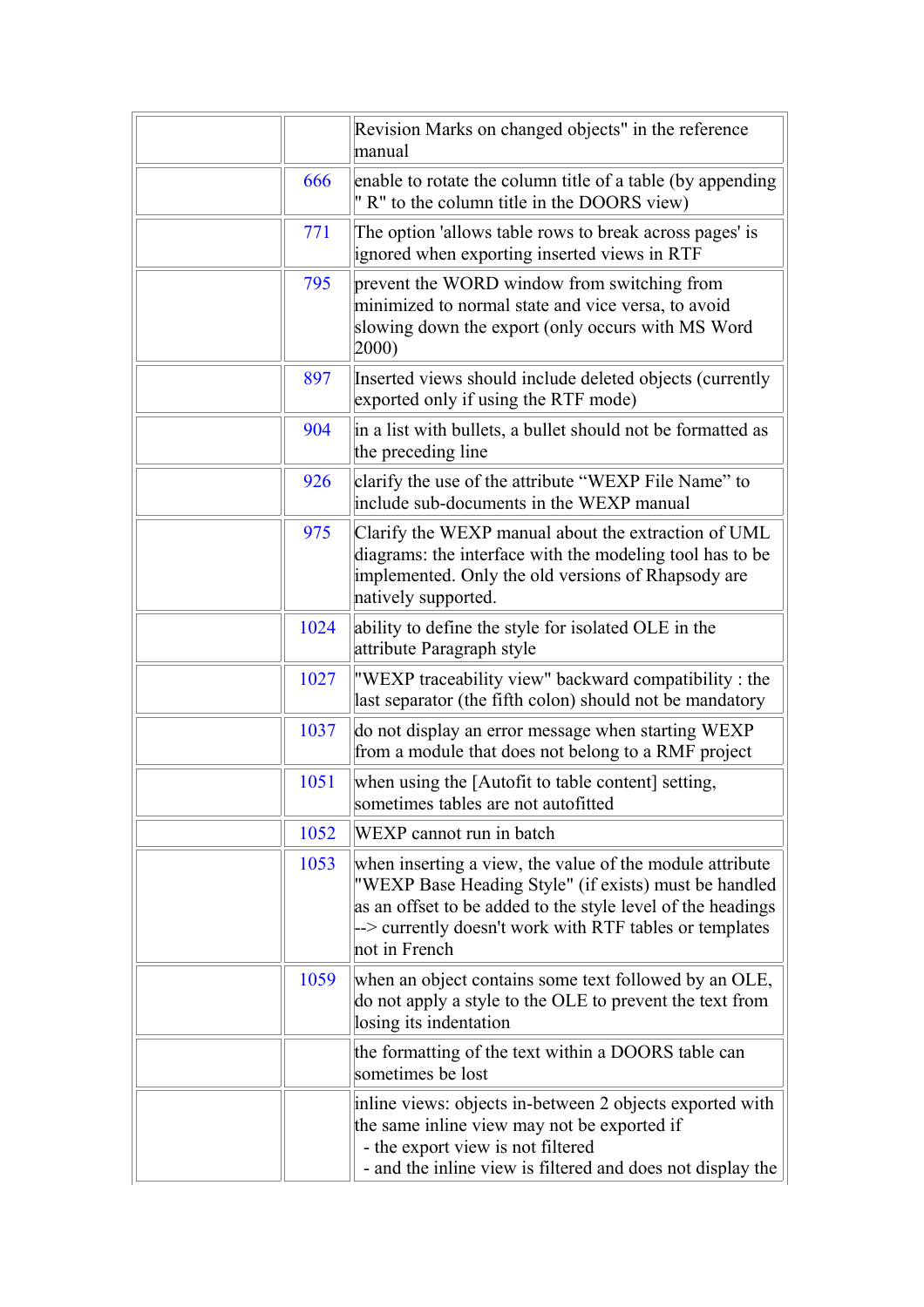| | | |
|---|---|---|
| | | Revision Marks on changed objects" in the reference manual |
| | 666 | enable to rotate the column title of a table (by appending " R" to the column title in the DOORS view) |
| | 771 | The option 'allows table rows to break across pages' is ignored when exporting inserted views in RTF |
| | 795 | prevent the WORD window from switching from minimized to normal state and vice versa, to avoid slowing down the export (only occurs with MS Word 2000) |
| | 897 | Inserted views should include deleted objects (currently exported only if using the RTF mode) |
| | 904 | in a list with bullets, a bullet should not be formatted as the preceding line |
| | 926 | clarify the use of the attribute “WEXP File Name” to include sub-documents in the WEXP manual |
| | 975 | Clarify the WEXP manual about the extraction of UML diagrams: the interface with the modeling tool has to be implemented. Only the old versions of Rhapsody are natively supported. |
| | 1024 | ability to define the style for isolated OLE in the attribute Paragraph style |
| | 1027 | "WEXP traceability view" backward compatibility : the last separator (the fifth colon) should not be mandatory |
| | 1037 | do not display an error message when starting WEXP from a module that does not belong to a RMF project |
| | 1051 | when using the [Autofit to table content] setting, sometimes tables are not autofitted |
| | 1052 | WEXP cannot run in batch |
| | 1053 | when inserting a view, the value of the module attribute "WEXP Base Heading Style" (if exists) must be handled as an offset to be added to the style level of the headings --> currently doesn't work with RTF tables or templates not in French |
| | 1059 | when an object contains some text followed by an OLE, do not apply a style to the OLE to prevent the text from losing its indentation |
| | | the formatting of the text within a DOORS table can sometimes be lost |
| | | inline views: objects in-between 2 objects exported with the same inline view may not be exported if<br>- the export view is not filtered<br>- and the inline view is filtered and does not display the |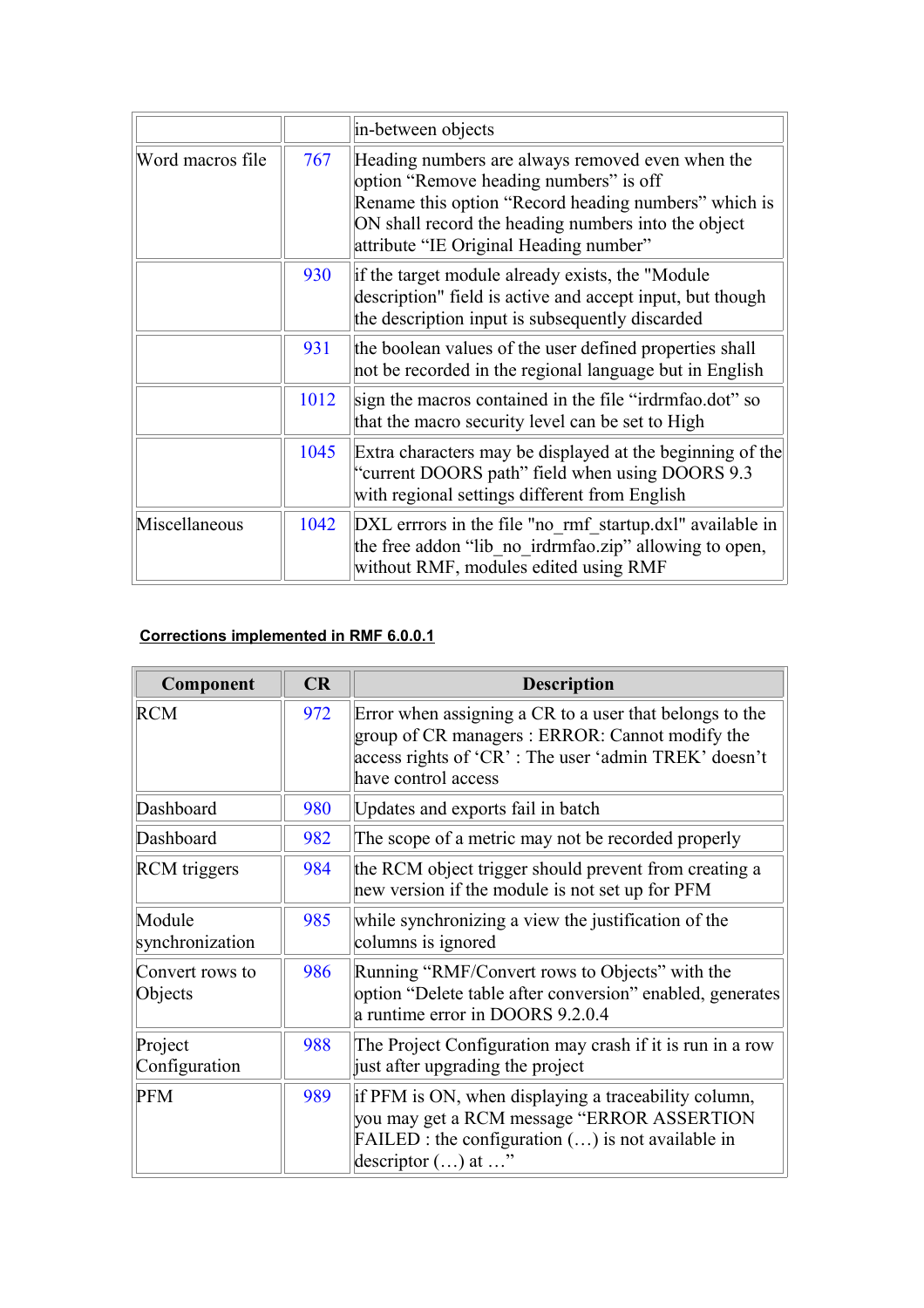| | | in-between objects |
|---|---|---|
| Word macros file | 767 | Heading numbers are always removed even when the option “Remove heading numbers” is off<br>Rename this option “Record heading numbers” which is ON shall record the heading numbers into the object attribute “IE Original Heading number” |
| | 930 | if the target module already exists, the "Module description" field is active and accept input, but though the description input is subsequently discarded |
| | 931 | the boolean values of the user defined properties shall not be recorded in the regional language but in English |
| | 1012 | sign the macros contained in the file “irdrmfao.dot” so that the macro security level can be set to High |
| | 1045 | Extra characters may be displayed at the beginning of the “current DOORS path” field when using DOORS 9.3 with regional settings different from English |
| Miscellaneous | 1042 | DXL errrors in the file "no_rmf_startup.dxl" available in the free addon “lib_no_irdrmfao.zip” allowing to open, without RMF, modules edited using RMF |

**Corrections implemented in RMF 6.0.0.1**

| Component | CR | Description |
|---|---|---|
| RCM | 972 | Error when assigning a CR to a user that belongs to the group of CR managers : ERROR: Cannot modify the access rights of ‘CR’ : The user ‘admin TREK’ doesn’t have control access |
| Dashboard | 980 | Updates and exports fail in batch |
| Dashboard | 982 | The scope of a metric may not be recorded properly |
| RCM triggers | 984 | the RCM object trigger should prevent from creating a new version if the module is not set up for PFM |
| Module synchronization | 985 | while synchronizing a view the justification of the columns is ignored |
| Convert rows to Objects | 986 | Running “RMF/Convert rows to Objects” with the option “Delete table after conversion” enabled, generates a runtime error in DOORS 9.2.0.4 |
| Project Configuration | 988 | The Project Configuration may crash if it is run in a row just after upgrading the project |
| PFM | 989 | if PFM is ON, when displaying a traceability column, you may get a RCM message “ERROR ASSERTION FAILED : the configuration (…) is not available in descriptor (…) at …” |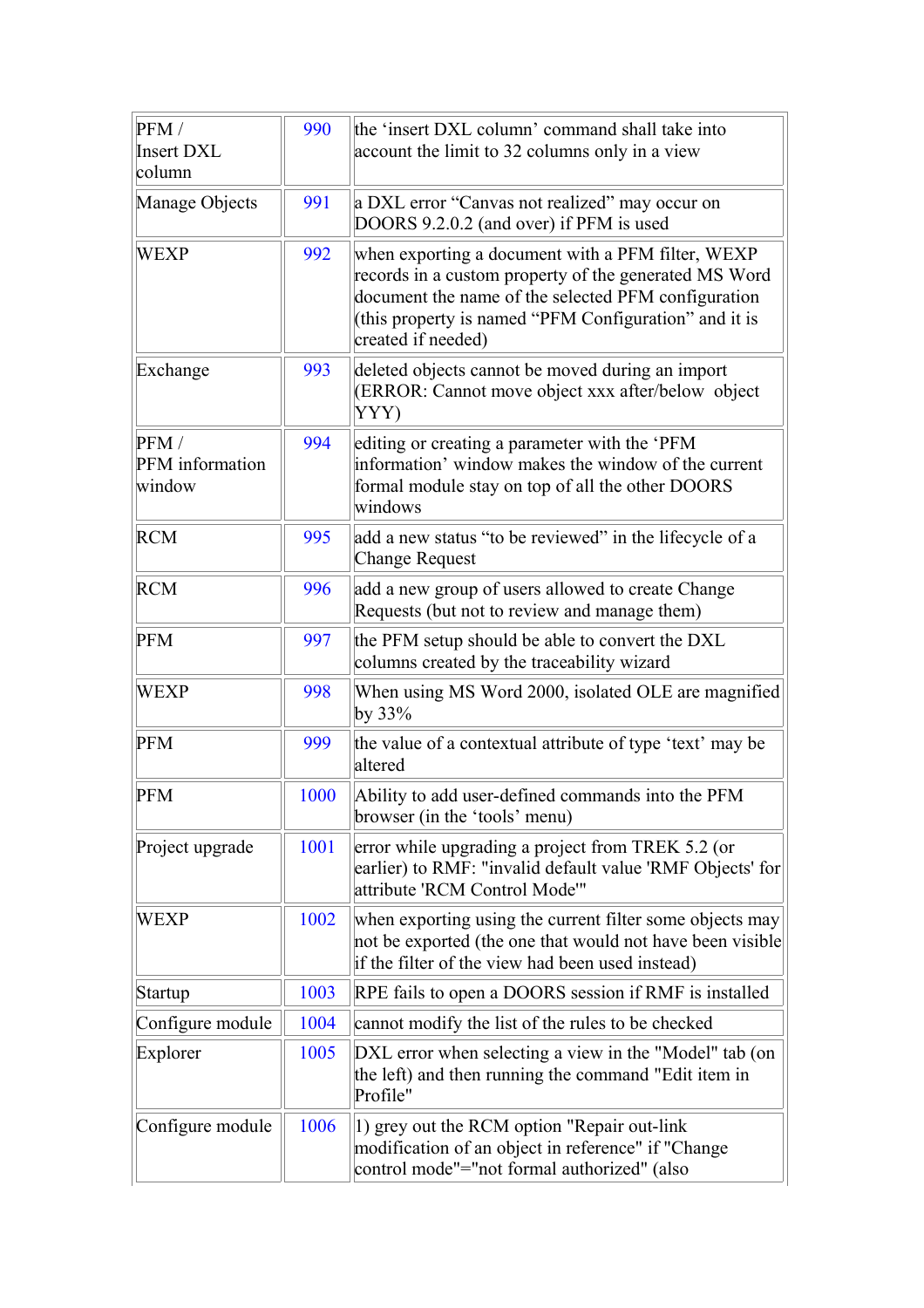| | | |
|---|---|---|
| PFM / Insert DXL column | 990 | the 'insert DXL column' command shall take into account the limit to 32 columns only in a view |
| Manage Objects | 991 | a DXL error "Canvas not realized" may occur on DOORS 9.2.0.2 (and over) if PFM is used |
| WEXP | 992 | when exporting a document with a PFM filter, WEXP records in a custom property of the generated MS Word document the name of the selected PFM configuration (this property is named "PFM Configuration" and it is created if needed) |
| Exchange | 993 | deleted objects cannot be moved during an import (ERROR: Cannot move object xxx after/below object YYY) |
| PFM / PFM information window | 994 | editing or creating a parameter with the 'PFM information' window makes the window of the current formal module stay on top of all the other DOORS windows |
| RCM | 995 | add a new status "to be reviewed" in the lifecycle of a Change Request |
| RCM | 996 | add a new group of users allowed to create Change Requests (but not to review and manage them) |
| PFM | 997 | the PFM setup should be able to convert the DXL columns created by the traceability wizard |
| WEXP | 998 | When using MS Word 2000, isolated OLE are magnified by 33% |
| PFM | 999 | the value of a contextual attribute of type 'text' may be altered |
| PFM | 1000 | Ability to add user-defined commands into the PFM browser (in the 'tools' menu) |
| Project upgrade | 1001 | error while upgrading a project from TREK 5.2 (or earlier) to RMF: "invalid default value 'RMF Objects' for attribute 'RCM Control Mode'" |
| WEXP | 1002 | when exporting using the current filter some objects may not be exported (the one that would not have been visible if the filter of the view had been used instead) |
| Startup | 1003 | RPE fails to open a DOORS session if RMF is installed |
| Configure module | 1004 | cannot modify the list of the rules to be checked |
| Explorer | 1005 | DXL error when selecting a view in the "Model" tab (on the left) and then running the command "Edit item in Profile" |
| Configure module | 1006 | 1) grey out the RCM option "Repair out-link modification of an object in reference" if "Change control mode"="not formal authorized" (also |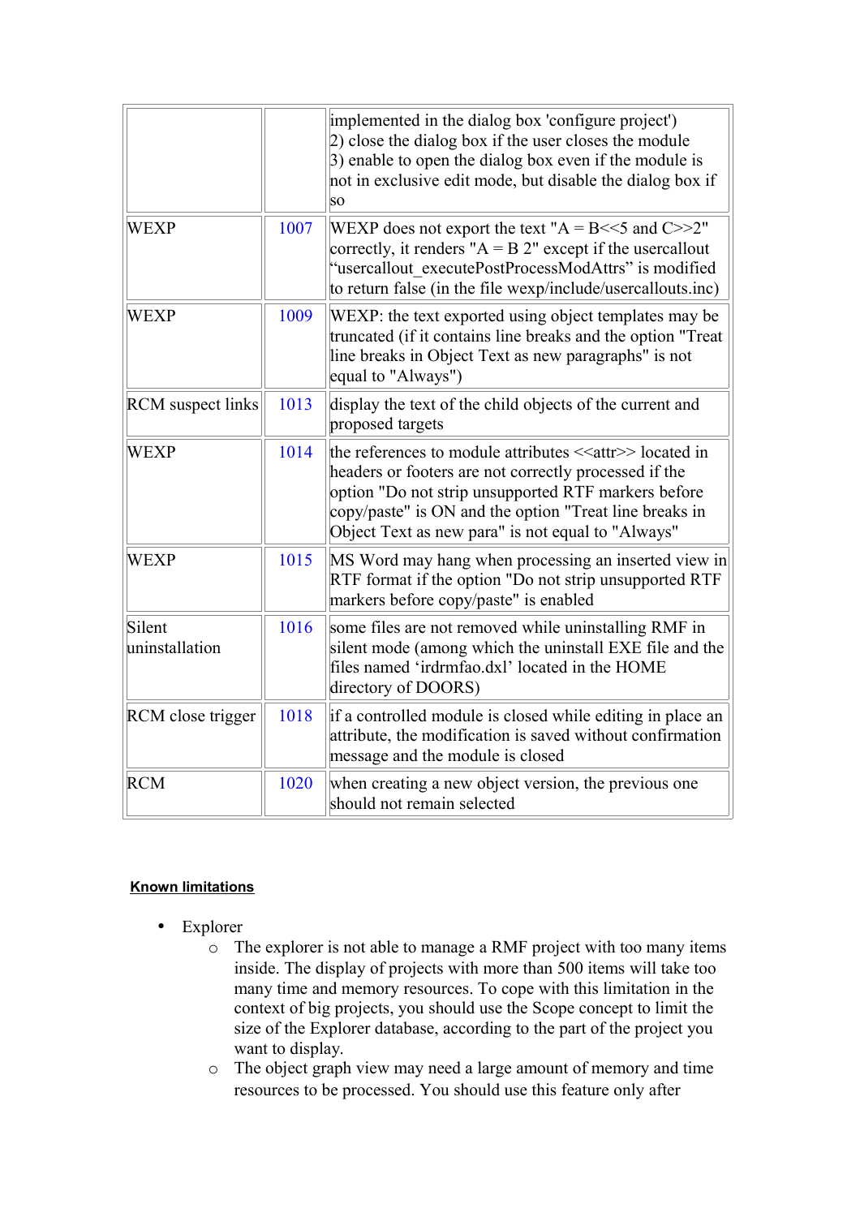|  |  | implemented in the dialog box 'configure project')<br>2) close the dialog box if the user closes the module<br>3) enable to open the dialog box even if the module is not in exclusive edit mode, but disable the dialog box if so |
|---|---|---|
| WEXP | 1007 | WEXP does not export the text "A = B<<5 and C>>2" correctly, it renders "A = B 2" except if the usercallout "usercallout_executePostProcessModAttrs" is modified to return false (in the file wexp/include/usercallouts.inc) |
| WEXP | 1009 | WEXP: the text exported using object templates may be truncated (if it contains line breaks and the option "Treat line breaks in Object Text as new paragraphs" is not equal to "Always") |
| RCM suspect links | 1013 | display the text of the child objects of the current and proposed targets |
| WEXP | 1014 | the references to module attributes <<attr>> located in headers or footers are not correctly processed if the option "Do not strip unsupported RTF markers before copy/paste" is ON and the option "Treat line breaks in Object Text as new para" is not equal to "Always" |
| WEXP | 1015 | MS Word may hang when processing an inserted view in RTF format if the option "Do not strip unsupported RTF markers before copy/paste" is enabled |
| Silent uninstallation | 1016 | some files are not removed while uninstalling RMF in silent mode (among which the uninstall EXE file and the files named 'irdrmfao.dxl' located in the HOME directory of DOORS) |
| RCM close trigger | 1018 | if a controlled module is closed while editing in place an attribute, the modification is saved without confirmation message and the module is closed |
| RCM | 1020 | when creating a new object version, the previous one should not remain selected |

**Known limitations**

- Explorer
  - The explorer is not able to manage a RMF project with too many items inside. The display of projects with more than 500 items will take too many time and memory resources. To cope with this limitation in the context of big projects, you should use the Scope concept to limit the size of the Explorer database, according to the part of the project you want to display.
  - The object graph view may need a large amount of memory and time resources to be processed. You should use this feature only after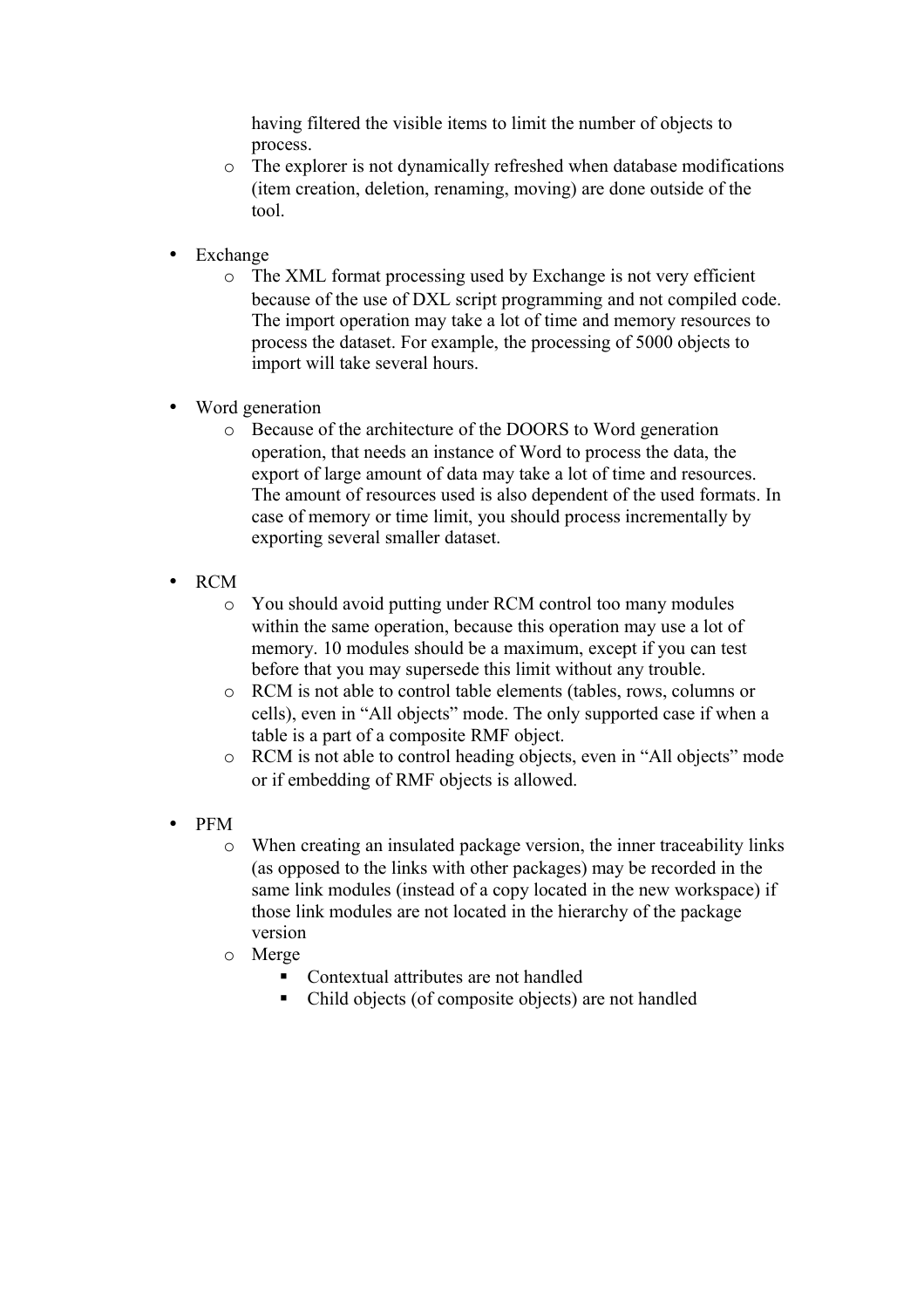having filtered the visible items to limit the number of objects to process.
  - The explorer is not dynamically refreshed when database modifications (item creation, deletion, renaming, moving) are done outside of the tool.

- Exchange
  - The XML format processing used by Exchange is not very efficient because of the use of DXL script programming and not compiled code. The import operation may take a lot of time and memory resources to process the dataset. For example, the processing of 5000 objects to import will take several hours.

- Word generation
  - Because of the architecture of the DOORS to Word generation operation, that needs an instance of Word to process the data, the export of large amount of data may take a lot of time and resources. The amount of resources used is also dependent of the used formats. In case of memory or time limit, you should process incrementally by exporting several smaller dataset.

- RCM
  - You should avoid putting under RCM control too many modules within the same operation, because this operation may use a lot of memory. 10 modules should be a maximum, except if you can test before that you may supersede this limit without any trouble.
  - RCM is not able to control table elements (tables, rows, columns or cells), even in "All objects" mode. The only supported case if when a table is a part of a composite RMF object.
  - RCM is not able to control heading objects, even in "All objects" mode or if embedding of RMF objects is allowed.

- PFM
  - When creating an insulated package version, the inner traceability links (as opposed to the links with other packages) may be recorded in the same link modules (instead of a copy located in the new workspace) if those link modules are not located in the hierarchy of the package version
  - Merge
    - Contextual attributes are not handled
    - Child objects (of composite objects) are not handled